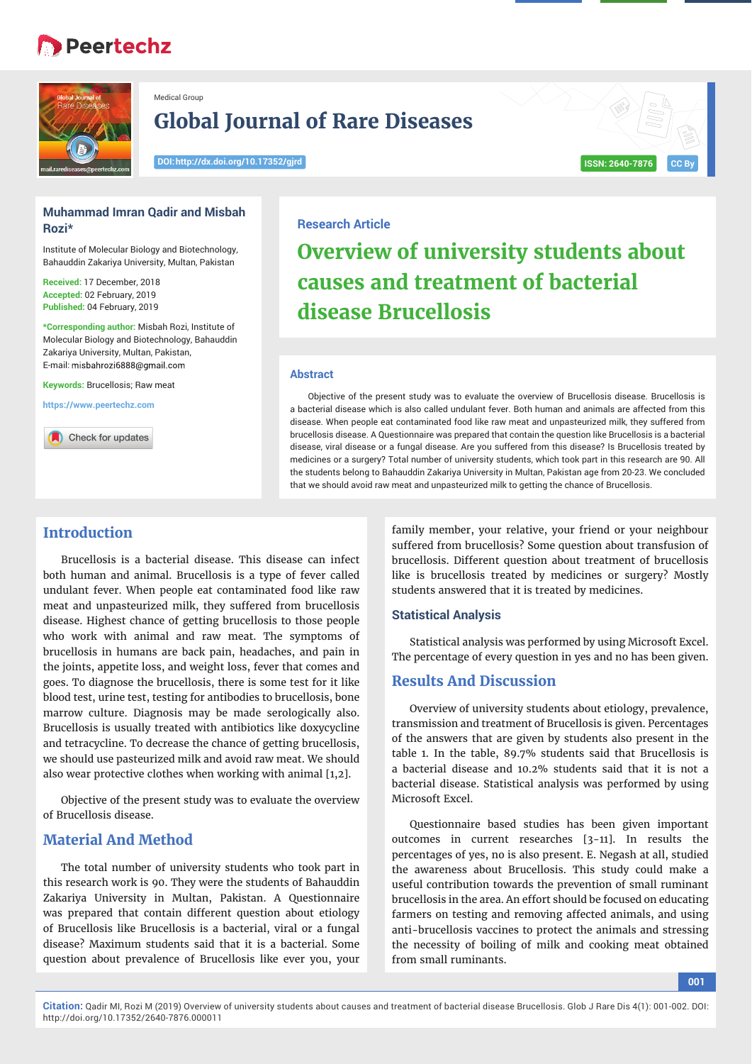Medical Group

# Global Journal of Rare Diseases

DOI: http://dx.doi.org/10.17352/gjrd

ISSN: 2640-7876

CC By

**Muhammad Imran Qadir and Misbah Rozi***

Institute of Molecular Biology and Biotechnology, Bahauddin Zakariya University, Multan, Pakistan

**Received:** 17 December, 2018
**Accepted:** 02 February, 2019
**Published:** 04 February, 2019

***Corresponding author:** Misbah Rozi, Institute of Molecular Biology and Biotechnology, Bahauddin Zakariya University, Multan, Pakistan, E-mail: misbahrozi6888@gmail.com

**Keywords:** Brucellosis; Raw meat

https://www.peertechz.com

Research Article

# Overview of university students about causes and treatment of bacterial disease Brucellosis

## Abstract

Objective of the present study was to evaluate the overview of Brucellosis disease. Brucellosis is a bacterial disease which is also called undulant fever. Both human and animals are affected from this disease. When people eat contaminated food like raw meat and unpasteurized milk, they suffered from brucellosis disease. A Questionnaire was prepared that contain the question like Brucellosis is a bacterial disease, viral disease or a fungal disease. Are you suffered from this disease? Is Brucellosis treated by medicines or a surgery? Total number of university students, which took part in this research are 90. All the students belong to Bahauddin Zakariya University in Multan, Pakistan age from 20-23. We concluded that we should avoid raw meat and unpasteurized milk to getting the chance of Brucellosis.

## Introduction

Brucellosis is a bacterial disease. This disease can infect both human and animal. Brucellosis is a type of fever called undulant fever. When people eat contaminated food like raw meat and unpasteurized milk, they suffered from brucellosis disease. Highest chance of getting brucellosis to those people who work with animal and raw meat. The symptoms of brucellosis in humans are back pain, headaches, and pain in the joints, appetite loss, and weight loss, fever that comes and goes. To diagnose the brucellosis, there is some test for it like blood test, urine test, testing for antibodies to brucellosis, bone marrow culture. Diagnosis may be made serologically also. Brucellosis is usually treated with antibiotics like doxycycline and tetracycline. To decrease the chance of getting brucellosis, we should use pasteurized milk and avoid raw meat. We should also wear protective clothes when working with animal [1,2].

Objective of the present study was to evaluate the overview of Brucellosis disease.

## Material And Method

The total number of university students who took part in this research work is 90. They were the students of Bahauddin Zakariya University in Multan, Pakistan. A Questionnaire was prepared that contain different question about etiology of Brucellosis like Brucellosis is a bacterial, viral or a fungal disease? Maximum students said that it is a bacterial. Some question about prevalence of Brucellosis like ever you, your family member, your relative, your friend or your neighbour suffered from brucellosis? Some question about transfusion of brucellosis. Different question about treatment of brucellosis like is brucellosis treated by medicines or surgery? Mostly students answered that it is treated by medicines.

### Statistical Analysis

Statistical analysis was performed by using Microsoft Excel. The percentage of every question in yes and no has been given.

## Results And Discussion

Overview of university students about etiology, prevalence, transmission and treatment of Brucellosis is given. Percentages of the answers that are given by students also present in the table 1. In the table, 89.7% students said that Brucellosis is a bacterial disease and 10.2% students said that it is not a bacterial disease. Statistical analysis was performed by using Microsoft Excel.

Questionnaire based studies has been given important outcomes in current researches [3-11]. In results the percentages of yes, no is also present. E. Negash at all, studied the awareness about Brucellosis. This study could make a useful contribution towards the prevention of small ruminant brucellosis in the area. An effort should be focused on educating farmers on testing and removing affected animals, and using anti-brucellosis vaccines to protect the animals and stressing the necessity of boiling of milk and cooking meat obtained from small ruminants.

**Citation:** Qadir MI, Rozi M (2019) Overview of university students about causes and treatment of bacterial disease Brucellosis. Glob J Rare Dis 4(1): 001-002. DOI: http://doi.org/10.17352/2640-7876.000011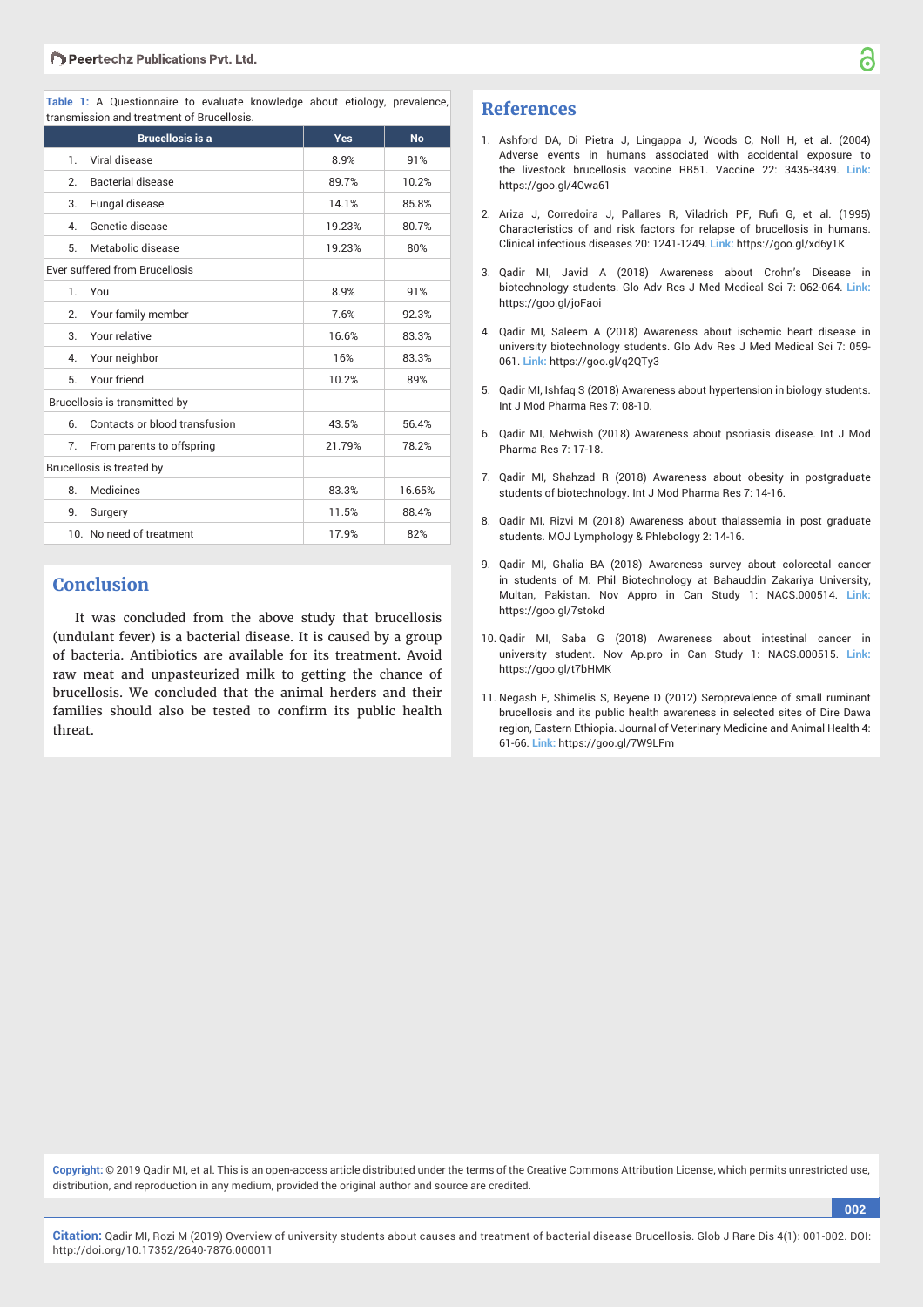Table 1: A Questionnaire to evaluate knowledge about etiology, prevalence, transmission and treatment of Brucellosis.

| Brucellosis is a | Yes | No |
|---|---|---|
| 1. Viral disease | 8.9% | 91% |
| 2. Bacterial disease | 89.7% | 10.2% |
| 3. Fungal disease | 14.1% | 85.8% |
| 4. Genetic disease | 19.23% | 80.7% |
| 5. Metabolic disease | 19.23% | 80% |
| Ever suffered from Brucellosis | | |
| 1. You | 8.9% | 91% |
| 2. Your family member | 7.6% | 92.3% |
| 3. Your relative | 16.6% | 83.3% |
| 4. Your neighbor | 16% | 83.3% |
| 5. Your friend | 10.2% | 89% |
| Brucellosis is transmitted by | | |
| 6. Contacts or blood transfusion | 43.5% | 56.4% |
| 7. From parents to offspring | 21.79% | 78.2% |
| Brucellosis is treated by | | |
| 8. Medicines | 83.3% | 16.65% |
| 9. Surgery | 11.5% | 88.4% |
| 10. No need of treatment | 17.9% | 82% |

## Conclusion

It was concluded from the above study that brucellosis (undulant fever) is a bacterial disease. It is caused by a group of bacteria. Antibiotics are available for its treatment. Avoid raw meat and unpasteurized milk to getting the chance of brucellosis. We concluded that the animal herders and their families should also be tested to confirm its public health threat.

## References

1. Ashford DA, Di Pietra J, Lingappa J, Woods C, Noll H, et al. (2004) Adverse events in humans associated with accidental exposure to the livestock brucellosis vaccine RB51. Vaccine 22: 3435-3439. Link: https://goo.gl/4Cwa61
2. Ariza J, Corredoira J, Pallares R, Viladrich PF, Rufi G, et al. (1995) Characteristics of and risk factors for relapse of brucellosis in humans. Clinical infectious diseases 20: 1241-1249. Link: https://goo.gl/xd6y1K
3. Qadir MI, Javid A (2018) Awareness about Crohn's Disease in biotechnology students. Glo Adv Res J Med Medical Sci 7: 062-064. Link: https://goo.gl/joFaoi
4. Qadir MI, Saleem A (2018) Awareness about ischemic heart disease in university biotechnology students. Glo Adv Res J Med Medical Sci 7: 059-061. Link: https://goo.gl/q2QTy3
5. Qadir MI, Ishfaq S (2018) Awareness about hypertension in biology students. Int J Mod Pharma Res 7: 08-10.
6. Qadir MI, Mehwish (2018) Awareness about psoriasis disease. Int J Mod Pharma Res 7: 17-18.
7. Qadir MI, Shahzad R (2018) Awareness about obesity in postgraduate students of biotechnology. Int J Mod Pharma Res 7: 14-16.
8. Qadir MI, Rizvi M (2018) Awareness about thalassemia in post graduate students. MOJ Lymphology & Phlebology 2: 14-16.
9. Qadir MI, Ghalia BA (2018) Awareness survey about colorectal cancer in students of M. Phil Biotechnology at Bahauddin Zakariya University, Multan, Pakistan. Nov Appro in Can Study 1: NACS.000514. Link: https://goo.gl/7stokd
10. Qadir MI, Saba G (2018) Awareness about intestinal cancer in university student. Nov Ap.pro in Can Study 1: NACS.000515. Link: https://goo.gl/t7bHMK
11. Negash E, Shimelis S, Beyene D (2012) Seroprevalence of small ruminant brucellosis and its public health awareness in selected sites of Dire Dawa region, Eastern Ethiopia. Journal of Veterinary Medicine and Animal Health 4: 61-66. Link: https://goo.gl/7W9LFm

**Copyright:** © 2019 Qadir MI, et al. This is an open-access article distributed under the terms of the Creative Commons Attribution License, which permits unrestricted use, distribution, and reproduction in any medium, provided the original author and source are credited.